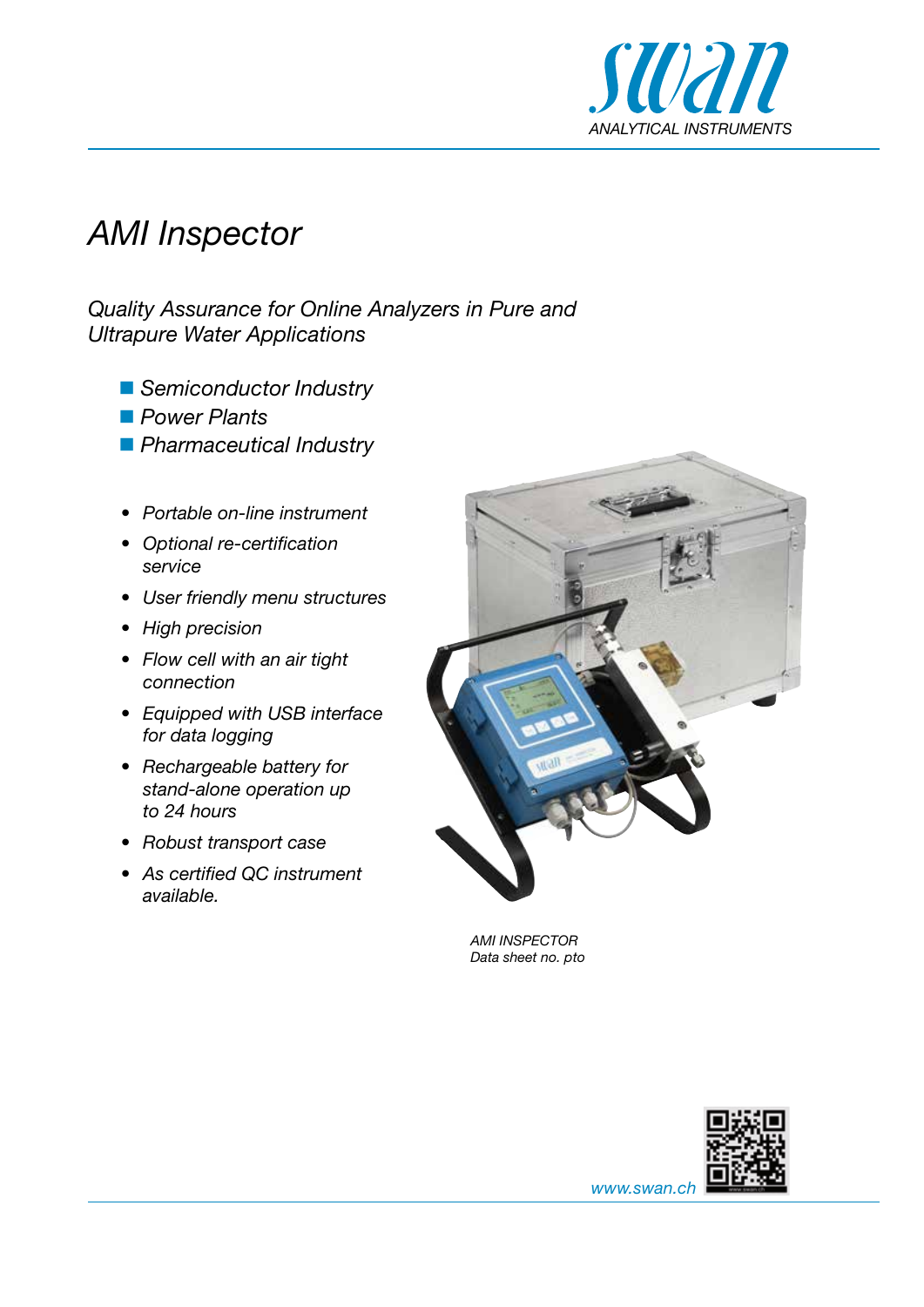swan

ANALYTICAL INSTRUMENTS

# AMI Inspector

*Quality Assurance for Online Analyzers in Pure and Ultrapure Water Applications*

- *Semiconductor Industry*
- *Power Plants*
- *Pharmaceutical Industry*

- *Portable on-line instrument*
- *Optional re-certification service*
- *User friendly menu structures*
- *High precision*
- *Flow cell with an air tight connection*
- *Equipped with USB interface for data logging*
- *Rechargeable battery for stand-alone operation up to 24 hours*
- *Robust transport case*
- *As certified QC instrument available.*

*AMI INSPECTOR*
*Data sheet no. pto*

www.swan.ch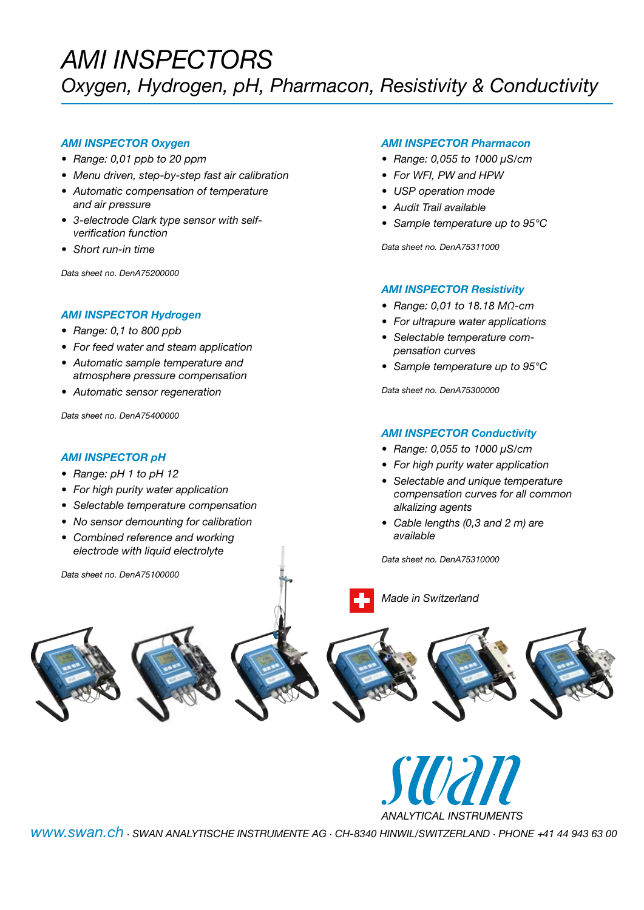# AMI INSPECTORS

## Oxygen, Hydrogen, pH, Pharmacon, Resistivity & Conductivity

### AMI INSPECTOR Oxygen

- Range: 0,01 ppb to 20 ppm
- Menu driven, step-by-step fast air calibration
- Automatic compensation of temperature and air pressure
- 3-electrode Clark type sensor with self-verification function
- Short run-in time

Data sheet no. DenA75200000

### AMI INSPECTOR Hydrogen

- Range: 0,1 to 800 ppb
- For feed water and steam application
- Automatic sample temperature and atmosphere pressure compensation
- Automatic sensor regeneration

Data sheet no. DenA75400000

### AMI INSPECTOR pH

- Range: pH 1 to pH 12
- For high purity water application
- Selectable temperature compensation
- No sensor demounting for calibration
- Combined reference and working electrode with liquid electrolyte

Data sheet no. DenA75100000

### AMI INSPECTOR Pharmacon

- Range: 0,055 to 1000 μS/cm
- For WFI, PW and HPW
- USP operation mode
- Audit Trail available
- Sample temperature up to 95°C

Data sheet no. DenA75311000

### AMI INSPECTOR Resistivity

- Range: 0,01 to 18.18 MΩ-cm
- For ultrapure water applications
- Selectable temperature compensation curves
- Sample temperature up to 95°C

Data sheet no. DenA75300000

### AMI INSPECTOR Conductivity

- Range: 0,055 to 1000 μS/cm
- For high purity water application
- Selectable and unique temperature compensation curves for all common alkalizing agents
- Cable lengths (0,3 and 2 m) are available

Data sheet no. DenA75310000

Made in Switzerland

swan
ANALYTICAL INSTRUMENTS

www.swan.ch · SWAN ANALYTISCHE INSTRUMENTE AG · CH-8340 HINWIL/SWITZERLAND · PHONE +41 44 943 63 00